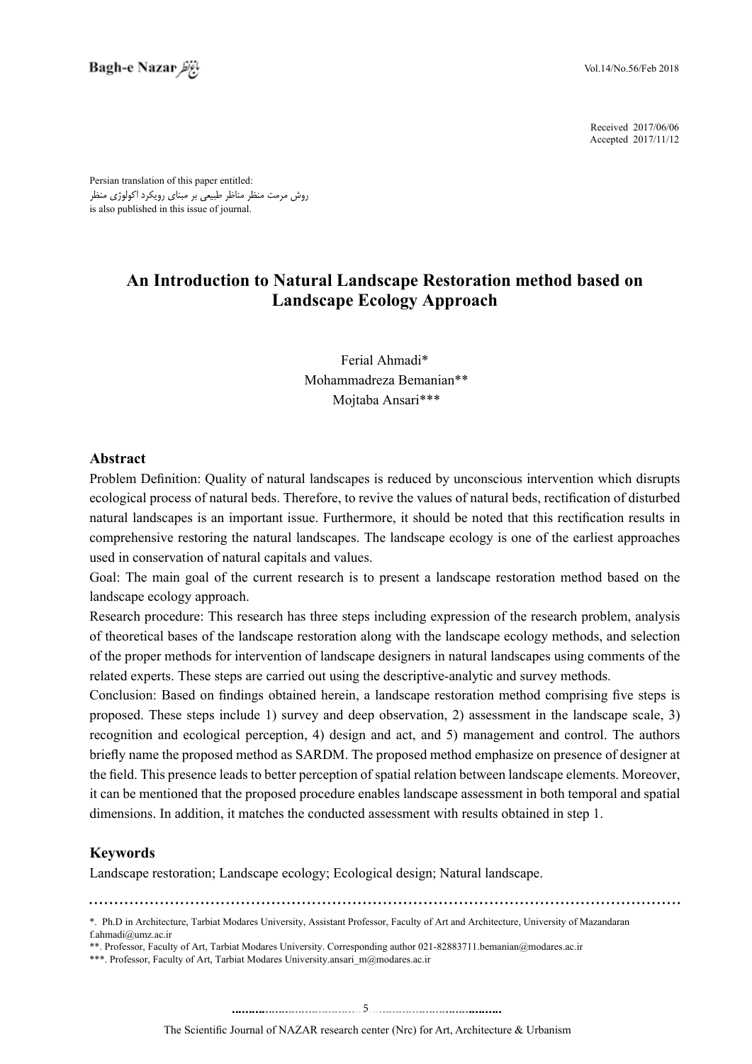Received 2017/06/06
Accepted 2017/11/12

Persian translation of this paper entitled:
روش مرمت منظر مناظر طبیعی بر مبنای رویکرد اکولوژی منظر
is also published in this issue of journal.

# An Introduction to Natural Landscape Restoration method based on Landscape Ecology Approach

Ferial Ahmadi*
Mohammadreza Bemanian**
Mojtaba Ansari***

## Abstract

Problem Definition: Quality of natural landscapes is reduced by unconscious intervention which disrupts ecological process of natural beds. Therefore, to revive the values of natural beds, rectification of disturbed natural landscapes is an important issue. Furthermore, it should be noted that this rectification results in comprehensive restoring the natural landscapes. The landscape ecology is one of the earliest approaches used in conservation of natural capitals and values.

Goal: The main goal of the current research is to present a landscape restoration method based on the landscape ecology approach.

Research procedure: This research has three steps including expression of the research problem, analysis of theoretical bases of the landscape restoration along with the landscape ecology methods, and selection of the proper methods for intervention of landscape designers in natural landscapes using comments of the related experts. These steps are carried out using the descriptive-analytic and survey methods.

Conclusion: Based on findings obtained herein, a landscape restoration method comprising five steps is proposed. These steps include 1) survey and deep observation, 2) assessment in the landscape scale, 3) recognition and ecological perception, 4) design and act, and 5) management and control. The authors briefly name the proposed method as SARDM. The proposed method emphasize on presence of designer at the field. This presence leads to better perception of spatial relation between landscape elements. Moreover, it can be mentioned that the proposed procedure enables landscape assessment in both temporal and spatial dimensions. In addition, it matches the conducted assessment with results obtained in step 1.

## Keywords

Landscape restoration; Landscape ecology; Ecological design; Natural landscape.

---

*. Ph.D in Architecture, Tarbiat Modares University, Assistant Professor, Faculty of Art and Architecture, University of Mazandaran f.ahmadi@umz.ac.ir

**. Professor, Faculty of Art, Tarbiat Modares University. Corresponding author 021-82883711.bemanian@modares.ac.ir

***. Professor, Faculty of Art, Tarbiat Modares University.ansari_m@modares.ac.ir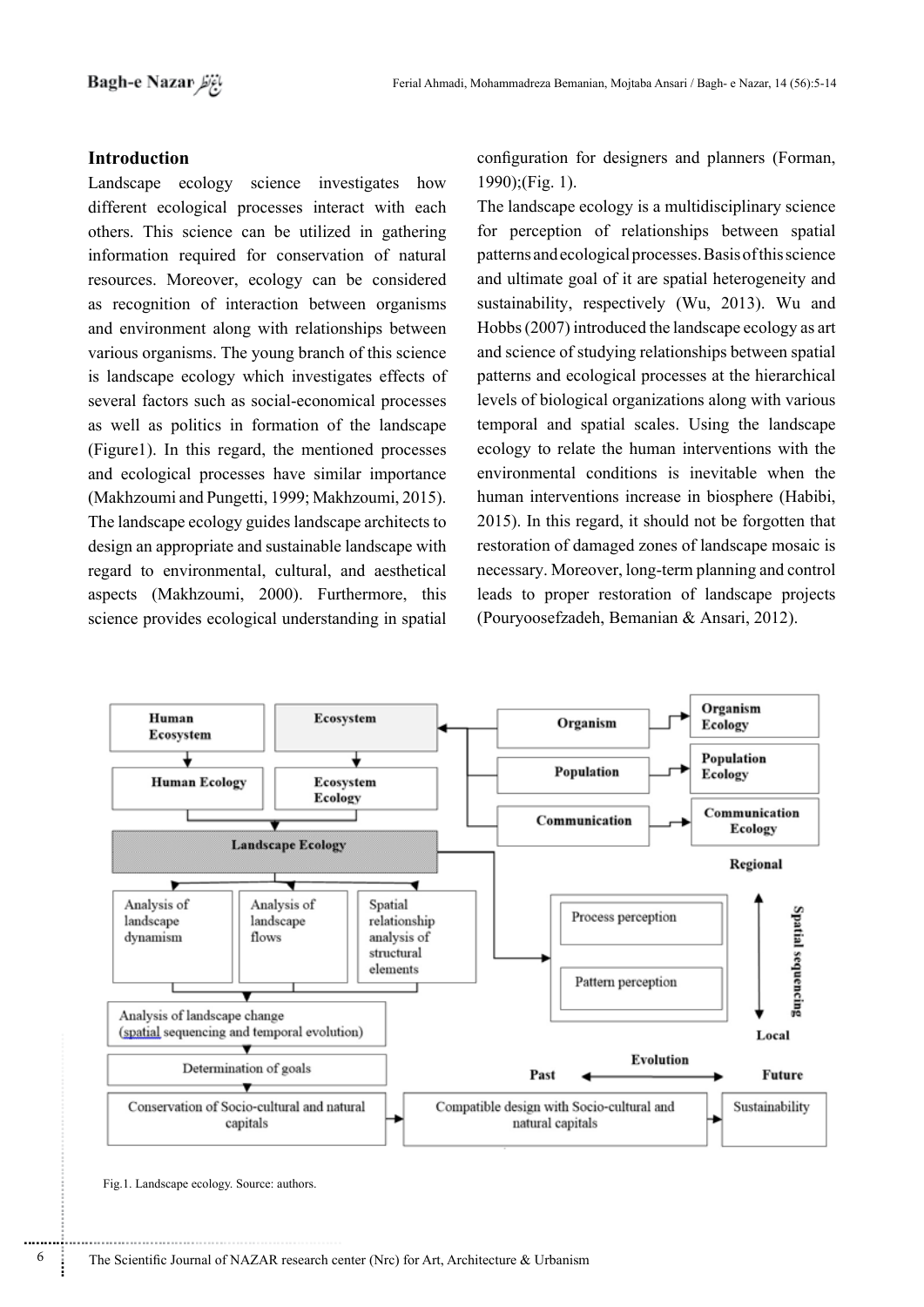## Introduction

Landscape ecology science investigates how different ecological processes interact with each others. This science can be utilized in gathering information required for conservation of natural resources. Moreover, ecology can be considered as recognition of interaction between organisms and environment along with relationships between various organisms. The young branch of this science is landscape ecology which investigates effects of several factors such as social-economical processes as well as politics in formation of the landscape (Figure1). In this regard, the mentioned processes and ecological processes have similar importance (Makhzoumi and Pungetti, 1999; Makhzoumi, 2015). The landscape ecology guides landscape architects to design an appropriate and sustainable landscape with regard to environmental, cultural, and aesthetical aspects (Makhzoumi, 2000). Furthermore, this science provides ecological understanding in spatial configuration for designers and planners (Forman, 1990);(Fig. 1).

The landscape ecology is a multidisciplinary science for perception of relationships between spatial patterns and ecological processes. Basis of this science and ultimate goal of it are spatial heterogeneity and sustainability, respectively (Wu, 2013). Wu and Hobbs (2007) introduced the landscape ecology as art and science of studying relationships between spatial patterns and ecological processes at the hierarchical levels of biological organizations along with various temporal and spatial scales. Using the landscape ecology to relate the human interventions with the environmental conditions is inevitable when the human interventions increase in biosphere (Habibi, 2015). In this regard, it should not be forgotten that restoration of damaged zones of landscape mosaic is necessary. Moreover, long-term planning and control leads to proper restoration of landscape projects (Pouryoosefzadeh, Bemanian & Ansari, 2012).

Human Ecosystem | Ecosystem | Organism | Organism Ecology | Population | Population Ecology | Communication | Communication Ecology | Human Ecology | Ecosystem Ecology | Landscape Ecology | Regional | Analysis of landscape dynamism | Analysis of landscape flows | Spatial relationship analysis of structural elements | Process perception | Pattern perception | Spatial sequencing | Local | Analysis of landscape change (spatial sequencing and temporal evolution) | Determination of goals | Evolution | Past | Future | Conservation of Socio-cultural and natural capitals | Compatible design with Socio-cultural and natural capitals | Sustainability

Fig.1. Landscape ecology. Source: authors.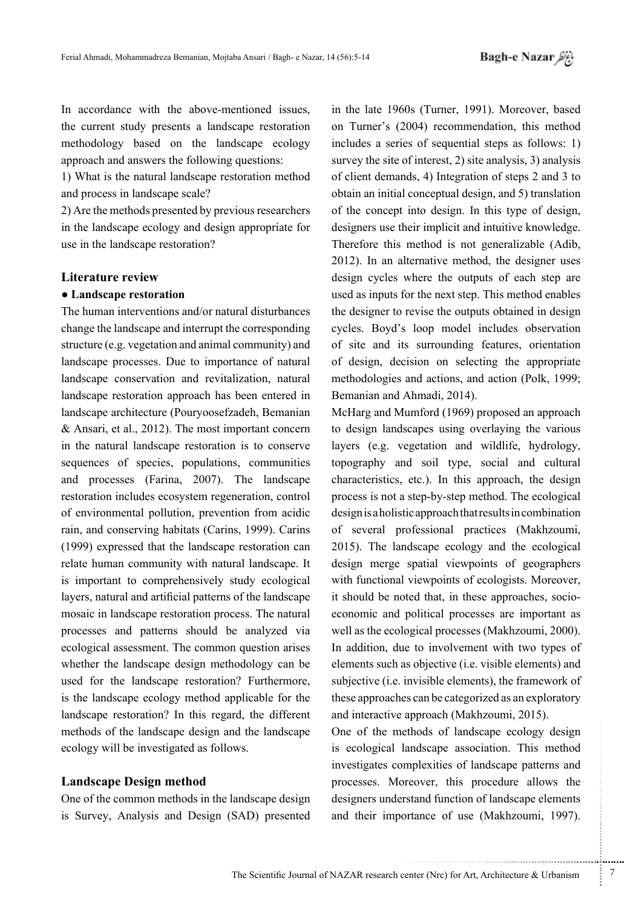In accordance with the above-mentioned issues, the current study presents a landscape restoration methodology based on the landscape ecology approach and answers the following questions:

1) What is the natural landscape restoration method and process in landscape scale?

2) Are the methods presented by previous researchers in the landscape ecology and design appropriate for use in the landscape restoration?

## Literature review

### ● Landscape restoration

The human interventions and/or natural disturbances change the landscape and interrupt the corresponding structure (e.g. vegetation and animal community) and landscape processes. Due to importance of natural landscape conservation and revitalization, natural landscape restoration approach has been entered in landscape architecture (Pouryoosefzadeh, Bemanian & Ansari, et al., 2012). The most important concern in the natural landscape restoration is to conserve sequences of species, populations, communities and processes (Farina, 2007). The landscape restoration includes ecosystem regeneration, control of environmental pollution, prevention from acidic rain, and conserving habitats (Carins, 1999). Carins (1999) expressed that the landscape restoration can relate human community with natural landscape. It is important to comprehensively study ecological layers, natural and artificial patterns of the landscape mosaic in landscape restoration process. The natural processes and patterns should be analyzed via ecological assessment. The common question arises whether the landscape design methodology can be used for the landscape restoration? Furthermore, is the landscape ecology method applicable for the landscape restoration? In this regard, the different methods of the landscape design and the landscape ecology will be investigated as follows.

## Landscape Design method

One of the common methods in the landscape design is Survey, Analysis and Design (SAD) presented in the late 1960s (Turner, 1991). Moreover, based on Turner's (2004) recommendation, this method includes a series of sequential steps as follows: 1) survey the site of interest, 2) site analysis, 3) analysis of client demands, 4) Integration of steps 2 and 3 to obtain an initial conceptual design, and 5) translation of the concept into design. In this type of design, designers use their implicit and intuitive knowledge. Therefore this method is not generalizable (Adib, 2012). In an alternative method, the designer uses design cycles where the outputs of each step are used as inputs for the next step. This method enables the designer to revise the outputs obtained in design cycles. Boyd's loop model includes observation of site and its surrounding features, orientation of design, decision on selecting the appropriate methodologies and actions, and action (Polk, 1999; Bemanian and Ahmadi, 2014).

McHarg and Mumford (1969) proposed an approach to design landscapes using overlaying the various layers (e.g. vegetation and wildlife, hydrology, topography and soil type, social and cultural characteristics, etc.). In this approach, the design process is not a step-by-step method. The ecological design is a holistic approach that results in combination of several professional practices (Makhzoumi, 2015). The landscape ecology and the ecological design merge spatial viewpoints of geographers with functional viewpoints of ecologists. Moreover, it should be noted that, in these approaches, socio-economic and political processes are important as well as the ecological processes (Makhzoumi, 2000). In addition, due to involvement with two types of elements such as objective (i.e. visible elements) and subjective (i.e. invisible elements), the framework of these approaches can be categorized as an exploratory and interactive approach (Makhzoumi, 2015).

One of the methods of landscape ecology design is ecological landscape association. This method investigates complexities of landscape patterns and processes. Moreover, this procedure allows the designers understand function of landscape elements and their importance of use (Makhzoumi, 1997).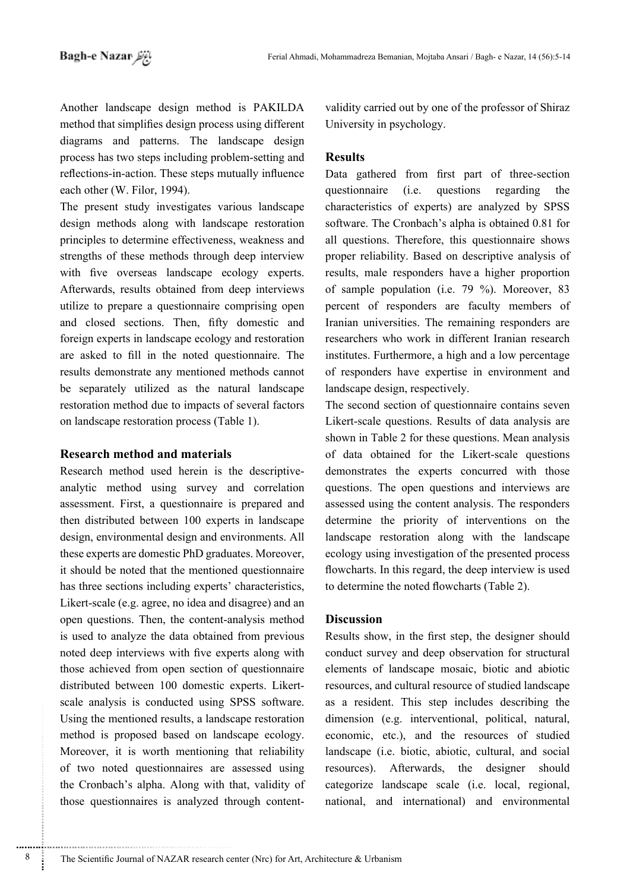Another landscape design method is PAKILDA method that simplifies design process using different diagrams and patterns. The landscape design process has two steps including problem-setting and reflections-in-action. These steps mutually influence each other (W. Filor, 1994).

The present study investigates various landscape design methods along with landscape restoration principles to determine effectiveness, weakness and strengths of these methods through deep interview with five overseas landscape ecology experts. Afterwards, results obtained from deep interviews utilize to prepare a questionnaire comprising open and closed sections. Then, fifty domestic and foreign experts in landscape ecology and restoration are asked to fill in the noted questionnaire. The results demonstrate any mentioned methods cannot be separately utilized as the natural landscape restoration method due to impacts of several factors on landscape restoration process (Table 1).

## Research method and materials

Research method used herein is the descriptive-analytic method using survey and correlation assessment. First, a questionnaire is prepared and then distributed between 100 experts in landscape design, environmental design and environments. All these experts are domestic PhD graduates. Moreover, it should be noted that the mentioned questionnaire has three sections including experts' characteristics, Likert-scale (e.g. agree, no idea and disagree) and an open questions. Then, the content-analysis method is used to analyze the data obtained from previous noted deep interviews with five experts along with those achieved from open section of questionnaire distributed between 100 domestic experts. Likert-scale analysis is conducted using SPSS software. Using the mentioned results, a landscape restoration method is proposed based on landscape ecology. Moreover, it is worth mentioning that reliability of two noted questionnaires are assessed using the Cronbach's alpha. Along with that, validity of those questionnaires is analyzed through content-validity carried out by one of the professor of Shiraz University in psychology.

## Results

Data gathered from first part of three-section questionnaire (i.e. questions regarding the characteristics of experts) are analyzed by SPSS software. The Cronbach's alpha is obtained 0.81 for all questions. Therefore, this questionnaire shows proper reliability. Based on descriptive analysis of results, male responders have a higher proportion of sample population (i.e. 79 %). Moreover, 83 percent of responders are faculty members of Iranian universities. The remaining responders are researchers who work in different Iranian research institutes. Furthermore, a high and a low percentage of responders have expertise in environment and landscape design, respectively.

The second section of questionnaire contains seven Likert-scale questions. Results of data analysis are shown in Table 2 for these questions. Mean analysis of data obtained for the Likert-scale questions demonstrates the experts concurred with those questions. The open questions and interviews are assessed using the content analysis. The responders determine the priority of interventions on the landscape restoration along with the landscape ecology using investigation of the presented process flowcharts. In this regard, the deep interview is used to determine the noted flowcharts (Table 2).

## Discussion

Results show, in the first step, the designer should conduct survey and deep observation for structural elements of landscape mosaic, biotic and abiotic resources, and cultural resource of studied landscape as a resident. This step includes describing the dimension (e.g. interventional, political, natural, economic, etc.), and the resources of studied landscape (i.e. biotic, abiotic, cultural, and social resources). Afterwards, the designer should categorize landscape scale (i.e. local, regional, national, and international) and environmental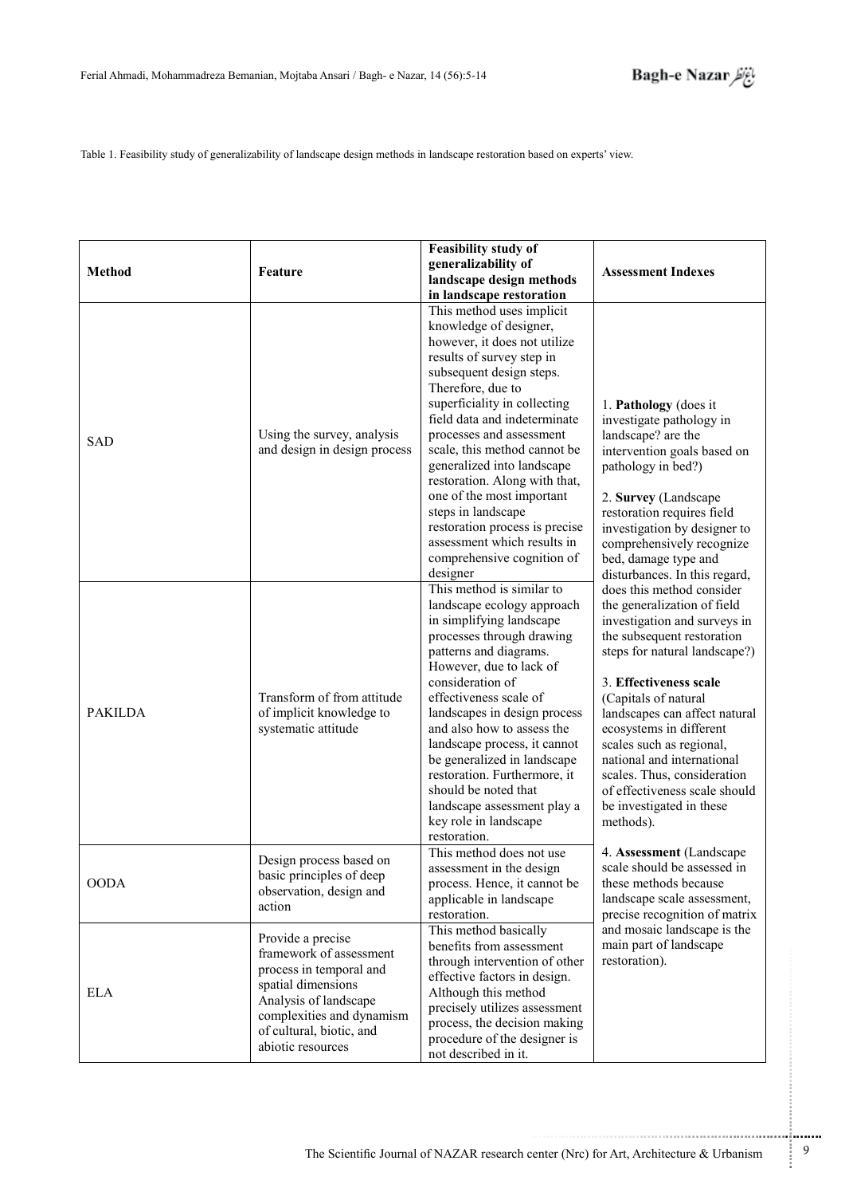Table 1. Feasibility study of generalizability of landscape design methods in landscape restoration based on experts' view.

| Method | Feature | Feasibility study of generalizability of landscape design methods in landscape restoration | Assessment Indexes |
|---|---|---|---|
| SAD | Using the survey, analysis and design in design process | This method uses implicit knowledge of designer, however, it does not utilize results of survey step in subsequent design steps. Therefore, due to superficiality in collecting field data and indeterminate processes and assessment scale, this method cannot be generalized into landscape restoration. Along with that, one of the most important steps in landscape restoration process is precise assessment which results in comprehensive cognition of designer | 1. **Pathology** (does it investigate pathology in landscape? are the intervention goals based on pathology in bed?)<br><br>2. **Survey** (Landscape restoration requires field investigation by designer to comprehensively recognize bed, damage type and disturbances. In this regard, does this method consider the generalization of field investigation and surveys in the subsequent restoration steps for natural landscape?)<br><br>3. **Effectiveness scale** (Capitals of natural landscapes can affect natural ecosystems in different scales such as regional, national and international scales. Thus, consideration of effectiveness scale should be investigated in these methods).<br><br>4. **Assessment** (Landscape scale should be assessed in these methods because landscape scale assessment, precise recognition of matrix and mosaic landscape is the main part of landscape restoration). |
| PAKILDA | Transform of from attitude of implicit knowledge to systematic attitude | This method is similar to landscape ecology approach in simplifying landscape processes through drawing patterns and diagrams. However, due to lack of consideration of effectiveness scale of landscapes in design process and also how to assess the landscape process, it cannot be generalized in landscape restoration. Furthermore, it should be noted that landscape assessment play a key role in landscape restoration. | |
| OODA | Design process based on basic principles of deep observation, design and action | This method does not use assessment in the design process. Hence, it cannot be applicable in landscape restoration. | |
| ELA | Provide a precise framework of assessment process in temporal and spatial dimensions Analysis of landscape complexities and dynamism of cultural, biotic, and abiotic resources | This method basically benefits from assessment through intervention of other effective factors in design. Although this method precisely utilizes assessment process, the decision making procedure of the designer is not described in it. | |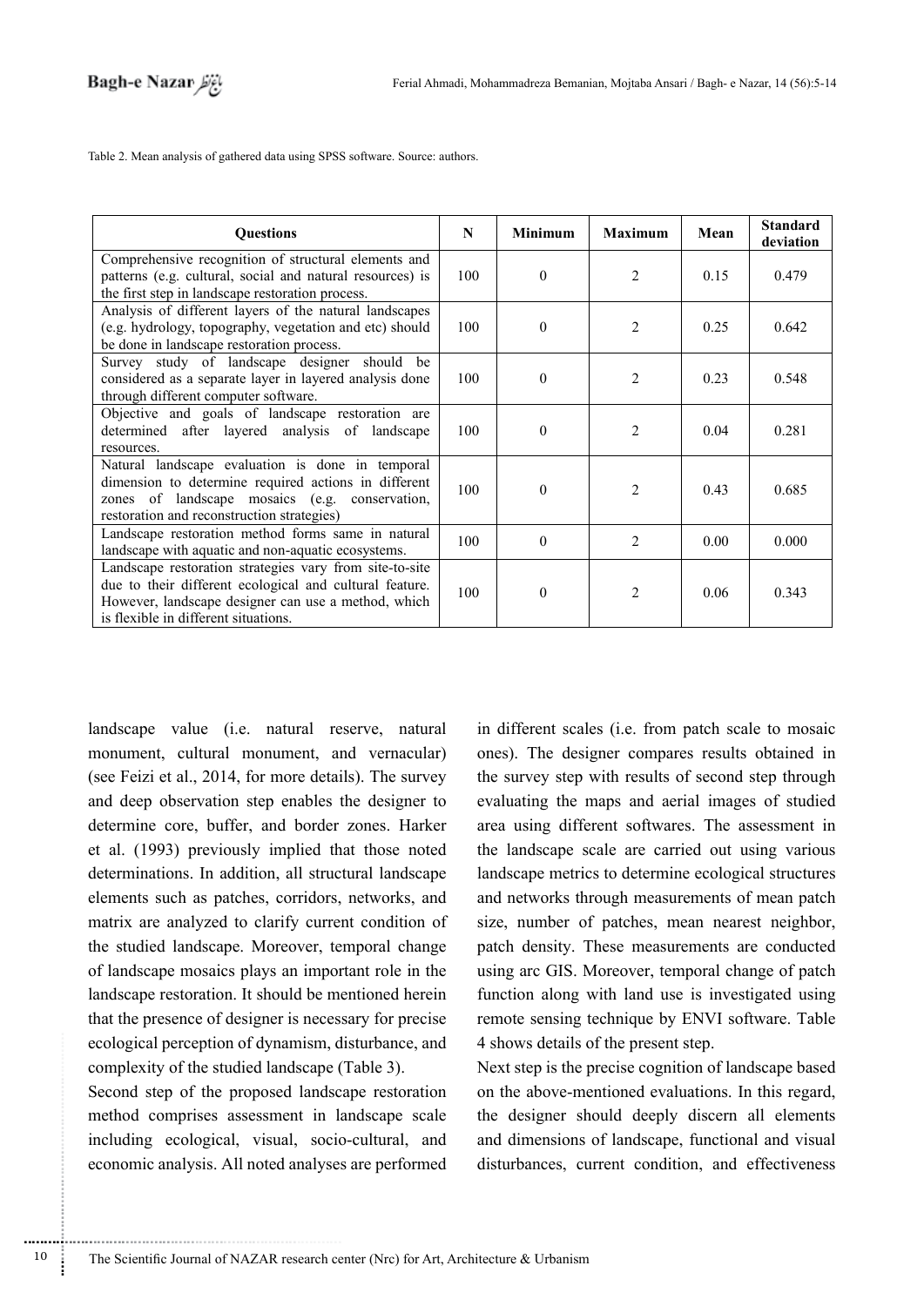Table 2. Mean analysis of gathered data using SPSS software. Source: authors.

| Questions | N | Minimum | Maximum | Mean | Standard deviation |
|---|---|---|---|---|---|
| Comprehensive recognition of structural elements and patterns (e.g. cultural, social and natural resources) is the first step in landscape restoration process. | 100 | 0 | 2 | 0.15 | 0.479 |
| Analysis of different layers of the natural landscapes (e.g. hydrology, topography, vegetation and etc) should be done in landscape restoration process. | 100 | 0 | 2 | 0.25 | 0.642 |
| Survey study of landscape designer should be considered as a separate layer in layered analysis done through different computer software. | 100 | 0 | 2 | 0.23 | 0.548 |
| Objective and goals of landscape restoration are determined after layered analysis of landscape resources. | 100 | 0 | 2 | 0.04 | 0.281 |
| Natural landscape evaluation is done in temporal dimension to determine required actions in different zones of landscape mosaics (e.g. conservation, restoration and reconstruction strategies) | 100 | 0 | 2 | 0.43 | 0.685 |
| Landscape restoration method forms same in natural landscape with aquatic and non-aquatic ecosystems. | 100 | 0 | 2 | 0.00 | 0.000 |
| Landscape restoration strategies vary from site-to-site due to their different ecological and cultural feature. However, landscape designer can use a method, which is flexible in different situations. | 100 | 0 | 2 | 0.06 | 0.343 |

landscape value (i.e. natural reserve, natural monument, cultural monument, and vernacular) (see Feizi et al., 2014, for more details). The survey and deep observation step enables the designer to determine core, buffer, and border zones. Harker et al. (1993) previously implied that those noted determinations. In addition, all structural landscape elements such as patches, corridors, networks, and matrix are analyzed to clarify current condition of the studied landscape. Moreover, temporal change of landscape mosaics plays an important role in the landscape restoration. It should be mentioned herein that the presence of designer is necessary for precise ecological perception of dynamism, disturbance, and complexity of the studied landscape (Table 3).

Second step of the proposed landscape restoration method comprises assessment in landscape scale including ecological, visual, socio-cultural, and economic analysis. All noted analyses are performed in different scales (i.e. from patch scale to mosaic ones). The designer compares results obtained in the survey step with results of second step through evaluating the maps and aerial images of studied area using different softwares. The assessment in the landscape scale are carried out using various landscape metrics to determine ecological structures and networks through measurements of mean patch size, number of patches, mean nearest neighbor, patch density. These measurements are conducted using arc GIS. Moreover, temporal change of patch function along with land use is investigated using remote sensing technique by ENVI software. Table 4 shows details of the present step.

Next step is the precise cognition of landscape based on the above-mentioned evaluations. In this regard, the designer should deeply discern all elements and dimensions of landscape, functional and visual disturbances, current condition, and effectiveness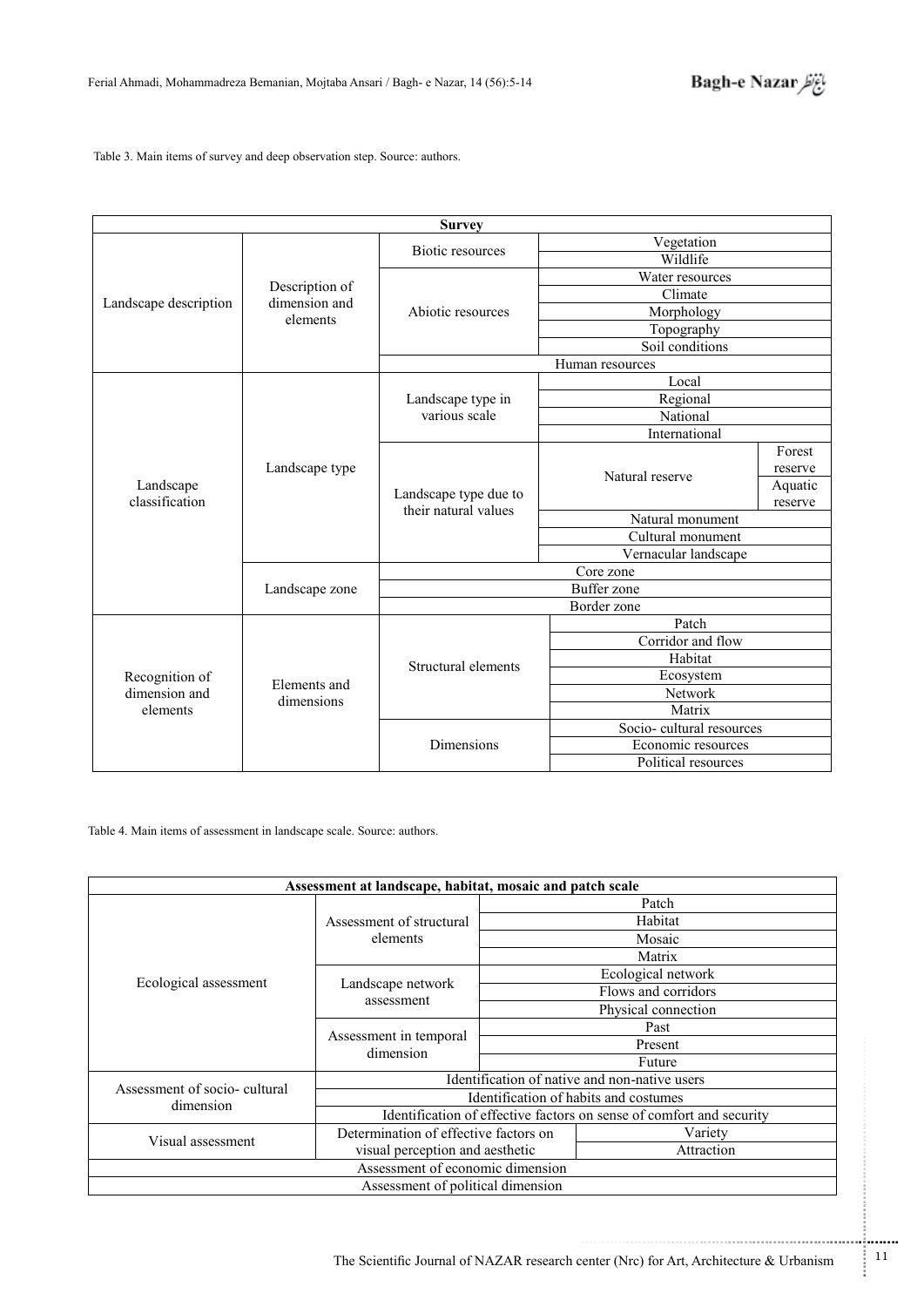Table 3. Main items of survey and deep observation step. Source: authors.

| Survey | | | | |
|---|---|---|---|---|
| Landscape description | Description of dimension and elements | Biotic resources | Vegetation | |
| | | | Wildlife | |
| | | Abiotic resources | Water resources | |
| | | | Climate | |
| | | | Morphology | |
| | | | Topography | |
| | | | Soil conditions | |
| | | Human resources | | |
| Landscape classification | Landscape type | Landscape type in various scale | Local | |
| | | | Regional | |
| | | | National | |
| | | | International | |
| | | Landscape type due to their natural values | Natural reserve | Forest reserve |
| | | | | Aquatic reserve |
| | | | Natural monument | |
| | | | Cultural monument | |
| | | | Vernacular landscape | |
| | Landscape zone | Core zone | | |
| | | Buffer zone | | |
| | | Border zone | | |
| Recognition of dimension and elements | Elements and dimensions | Structural elements | Patch | |
| | | | Corridor and flow | |
| | | | Habitat | |
| | | | Ecosystem | |
| | | | Network | |
| | | | Matrix | |
| | | Dimensions | Socio- cultural resources | |
| | | | Economic resources | |
| | | | Political resources | |

Table 4. Main items of assessment in landscape scale. Source: authors.

| Assessment at landscape, habitat, mosaic and patch scale | | |
|---|---|---|
| Ecological assessment | Assessment of structural elements | Patch |
| | | Habitat |
| | | Mosaic |
| | | Matrix |
| | Landscape network assessment | Ecological network |
| | | Flows and corridors |
| | | Physical connection |
| | Assessment in temporal dimension | Past |
| | | Present |
| | | Future |
| Assessment of socio- cultural dimension | Identification of native and non-native users | |
| | Identification of habits and costumes | |
| | Identification of effective factors on sense of comfort and security | |
| Visual assessment | Determination of effective factors on visual perception and aesthetic | Variety |
| | | Attraction |
| Assessment of economic dimension | | |
| Assessment of political dimension | | |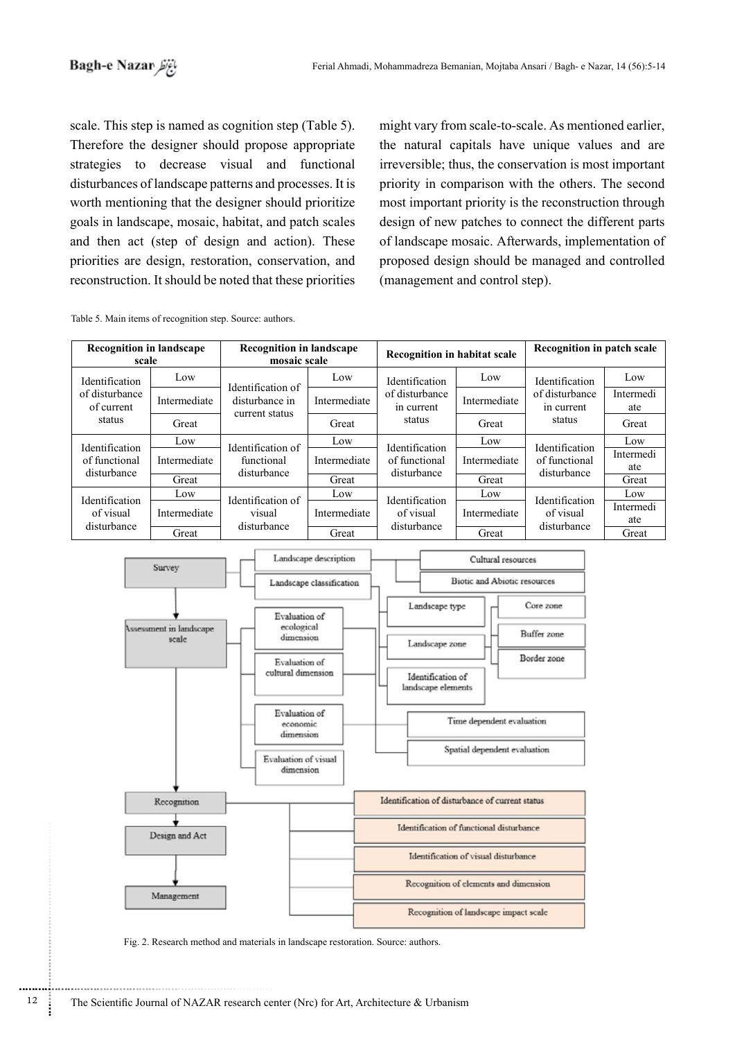scale. This step is named as cognition step (Table 5). Therefore the designer should propose appropriate strategies to decrease visual and functional disturbances of landscape patterns and processes. It is worth mentioning that the designer should prioritize goals in landscape, mosaic, habitat, and patch scales and then act (step of design and action). These priorities are design, restoration, conservation, and reconstruction. It should be noted that these priorities might vary from scale-to-scale. As mentioned earlier, the natural capitals have unique values and are irreversible; thus, the conservation is most important priority in comparison with the others. The second most important priority is the reconstruction through design of new patches to connect the different parts of landscape mosaic. Afterwards, implementation of proposed design should be managed and controlled (management and control step).

Table 5. Main items of recognition step. Source: authors.

| Recognition in landscape scale | | Recognition in landscape mosaic scale | | Recognition in habitat scale | | Recognition in patch scale | |
|---|---|---|---|---|---|---|---|
| Identification of disturbance of current status | Low | Identification of disturbance in current status | Low | Identification of disturbance in current status | Low | Identification of disturbance in current status | Low |
| | Intermediate | | Intermediate | | Intermediate | | Intermediate |
| | Great | | Great | | Great | | Great |
| Identification of functional disturbance | Low | Identification of functional disturbance | Low | Identification of functional disturbance | Low | Identification of functional disturbance | Low |
| | Intermediate | | Intermediate | | Intermediate | | Intermediate |
| | Great | | Great | | Great | | Great |
| Identification of visual disturbance | Low | Identification of visual disturbance | Low | Identification of visual disturbance | Low | Identification of visual disturbance | Low |
| | Intermediate | | Intermediate | | Intermediate | | Intermediate |
| | Great | | Great | | Great | | Great |

Survey → Landscape description; Landscape classification → Cultural resources; Biotic and Abiotic resources

Assessment in landscape scale → Evaluation of ecological dimension; Evaluation of cultural dimension; Evaluation of economic dimension; Evaluation of visual dimension → Landscape type; Landscape zone (Core zone; Buffer zone; Border zone); Identification of landscape elements; Time dependent evaluation; Spatial dependent evaluation

Recognition → Identification of disturbance of current status; Identification of functional disturbance; Identification of visual disturbance; Recognition of elements and dimension; Recognition of landscape impact scale

Design and Act

Management

Fig. 2. Research method and materials in landscape restoration. Source: authors.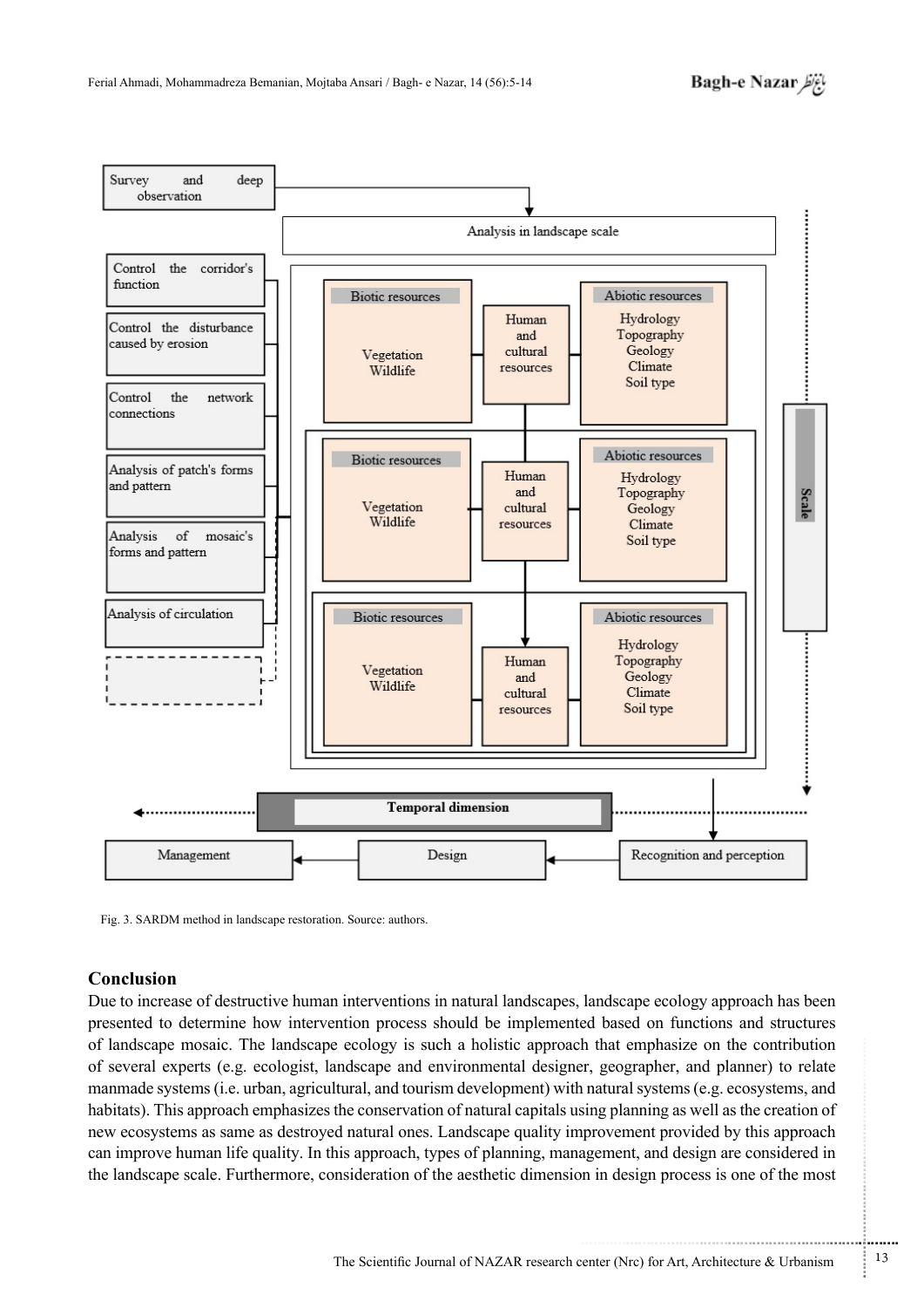Fig. 3. SARDM method in landscape restoration. Source: authors.

## Conclusion

Due to increase of destructive human interventions in natural landscapes, landscape ecology approach has been presented to determine how intervention process should be implemented based on functions and structures of landscape mosaic. The landscape ecology is such a holistic approach that emphasize on the contribution of several experts (e.g. ecologist, landscape and environmental designer, geographer, and planner) to relate manmade systems (i.e. urban, agricultural, and tourism development) with natural systems (e.g. ecosystems, and habitats). This approach emphasizes the conservation of natural capitals using planning as well as the creation of new ecosystems as same as destroyed natural ones. Landscape quality improvement provided by this approach can improve human life quality. In this approach, types of planning, management, and design are considered in the landscape scale. Furthermore, consideration of the aesthetic dimension in design process is one of the most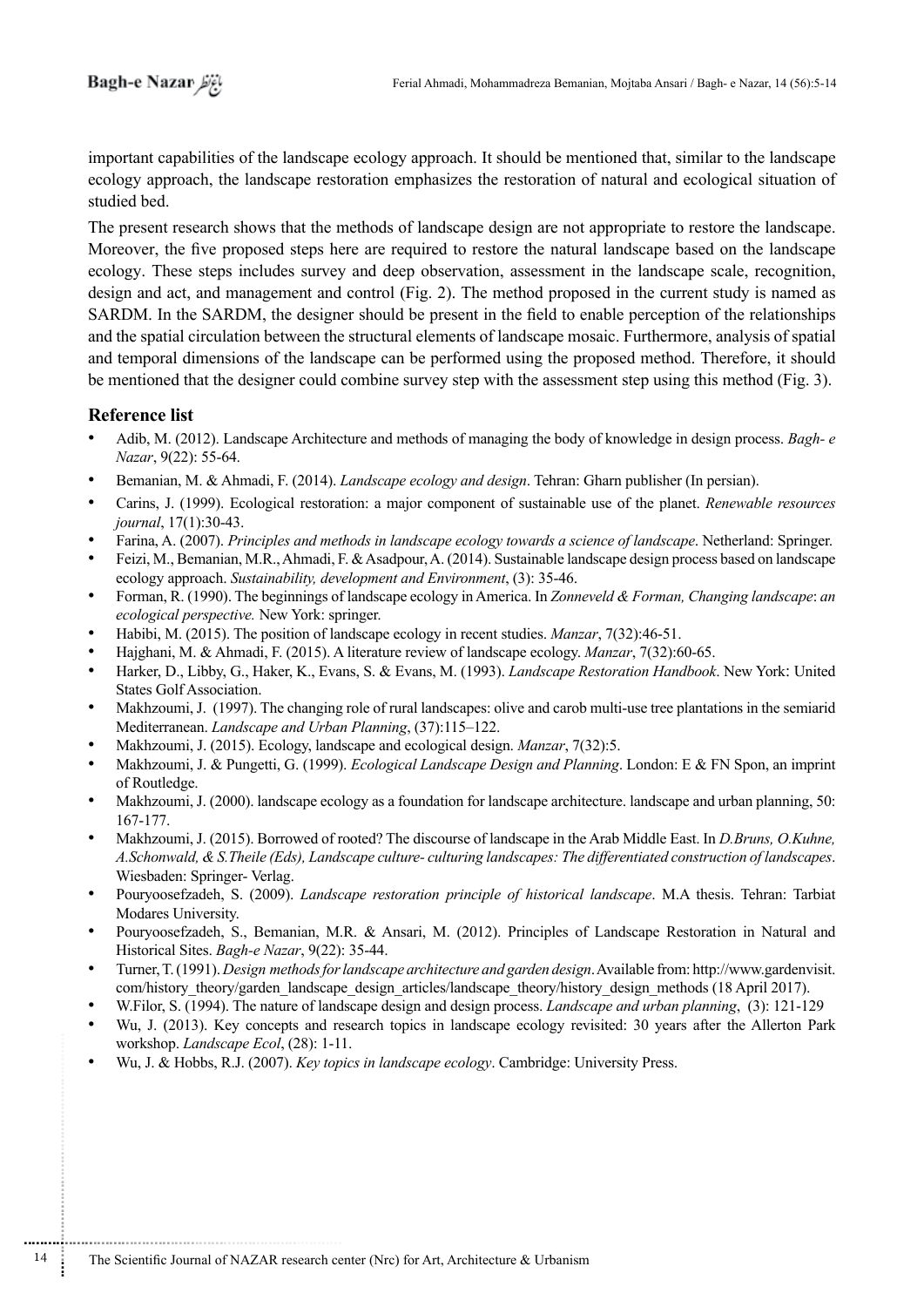important capabilities of the landscape ecology approach. It should be mentioned that, similar to the landscape ecology approach, the landscape restoration emphasizes the restoration of natural and ecological situation of studied bed.

The present research shows that the methods of landscape design are not appropriate to restore the landscape. Moreover, the five proposed steps here are required to restore the natural landscape based on the landscape ecology. These steps includes survey and deep observation, assessment in the landscape scale, recognition, design and act, and management and control (Fig. 2). The method proposed in the current study is named as SARDM. In the SARDM, the designer should be present in the field to enable perception of the relationships and the spatial circulation between the structural elements of landscape mosaic. Furthermore, analysis of spatial and temporal dimensions of the landscape can be performed using the proposed method. Therefore, it should be mentioned that the designer could combine survey step with the assessment step using this method (Fig. 3).

### Reference list

- Adib, M. (2012). Landscape Architecture and methods of managing the body of knowledge in design process. *Bagh- e Nazar*, 9(22): 55-64.
- Bemanian, M. & Ahmadi, F. (2014). *Landscape ecology and design*. Tehran: Gharn publisher (In persian).
- Carins, J. (1999). Ecological restoration: a major component of sustainable use of the planet. *Renewable resources journal*, 17(1):30-43.
- Farina, A. (2007). *Principles and methods in landscape ecology towards a science of landscape*. Netherland: Springer.
- Feizi, M., Bemanian, M.R., Ahmadi, F. & Asadpour, A. (2014). Sustainable landscape design process based on landscape ecology approach. *Sustainability, development and Environment*, (3): 35-46.
- Forman, R. (1990). The beginnings of landscape ecology in America. In *Zonneveld & Forman, Changing landscape*: *an ecological perspective.* New York: springer.
- Habibi, M. (2015). The position of landscape ecology in recent studies. *Manzar*, 7(32):46-51.
- Hajghani, M. & Ahmadi, F. (2015). A literature review of landscape ecology. *Manzar*, 7(32):60-65.
- Harker, D., Libby, G., Haker, K., Evans, S. & Evans, M. (1993). *Landscape Restoration Handbook*. New York: United States Golf Association.
- Makhzoumi, J. (1997). The changing role of rural landscapes: olive and carob multi-use tree plantations in the semiarid Mediterranean. *Landscape and Urban Planning*, (37):115–122.
- Makhzoumi, J. (2015). Ecology, landscape and ecological design. *Manzar*, 7(32):5.
- Makhzoumi, J. & Pungetti, G. (1999). *Ecological Landscape Design and Planning*. London: E & FN Spon, an imprint of Routledge.
- Makhzoumi, J. (2000). landscape ecology as a foundation for landscape architecture. landscape and urban planning, 50: 167-177.
- Makhzoumi, J. (2015). Borrowed of rooted? The discourse of landscape in the Arab Middle East. In *D.Bruns, O.Kuhne, A.Schonwald, & S.Theile (Eds), Landscape culture- culturing landscapes: The differentiated construction of landscapes*. Wiesbaden: Springer- Verlag.
- Pouryoosefzadeh, S. (2009). *Landscape restoration principle of historical landscape*. M.A thesis. Tehran: Tarbiat Modares University.
- Pouryoosefzadeh, S., Bemanian, M.R. & Ansari, M. (2012). Principles of Landscape Restoration in Natural and Historical Sites. *Bagh-e Nazar*, 9(22): 35-44.
- Turner, T. (1991). *Design methods for landscape architecture and garden design*. Available from: http://www.gardenvisit.com/history_theory/garden_landscape_design_articles/landscape_theory/history_design_methods (18 April 2017).
- W.Filor, S. (1994). The nature of landscape design and design process. *Landscape and urban planning*, (3): 121-129
- Wu, J. (2013). Key concepts and research topics in landscape ecology revisited: 30 years after the Allerton Park workshop. *Landscape Ecol*, (28): 1-11.
- Wu, J. & Hobbs, R.J. (2007). *Key topics in landscape ecology*. Cambridge: University Press.